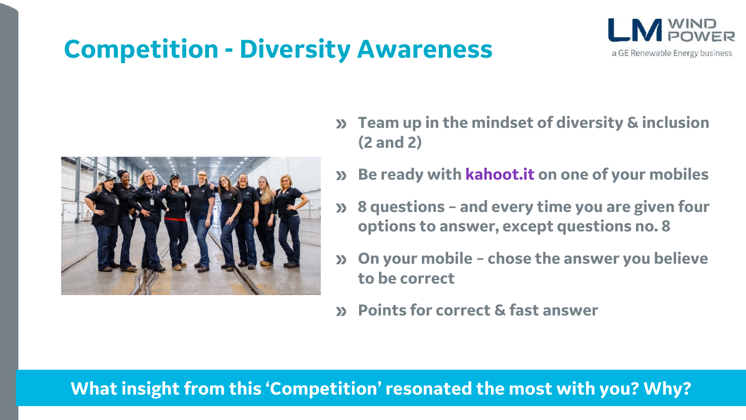# Competition - Diversity Awareness

LM WIND POWER
a GE Renewable Energy business

- Team up in the mindset of diversity & inclusion (2 and 2)
- Be ready with kahoot.it on one of your mobiles
- 8 questions – and every time you are given four options to answer, except questions no. 8
- On your mobile – chose the answer you believe to be correct
- Points for correct & fast answer

**What insight from this 'Competition' resonated the most with you? Why?**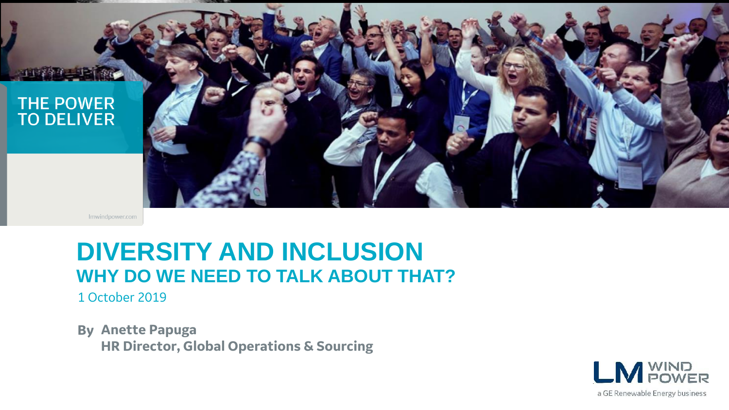THE POWER TO DELIVER

lmwindpower.com

# DIVERSITY AND INCLUSION

## WHY DO WE NEED TO TALK ABOUT THAT?

1 October 2019

**By Anette Papuga**
**HR Director, Global Operations & Sourcing**

LM WIND POWER
a GE Renewable Energy business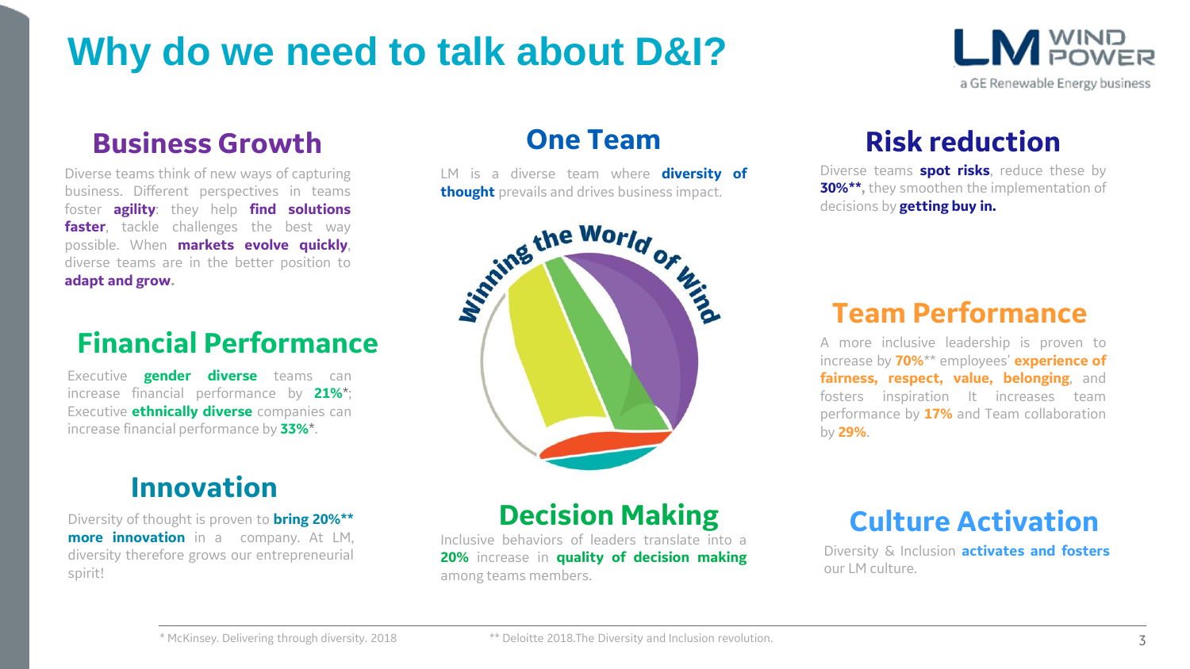# Why do we need to talk about D&I?

## Business Growth

Diverse teams think of new ways of capturing business. Different perspectives in teams foster **agility**: they help **find solutions faster**, tackle challenges the best way possible. When **markets evolve quickly**, diverse teams are in the better position to **adapt and grow**.

## Financial Performance

Executive **gender diverse** teams can increase financial performance by **21%***; Executive **ethnically diverse** companies can increase financial performance by **33%***.

## Innovation

Diversity of thought is proven to **bring 20%** more innovation** in a company. At LM, diversity therefore grows our entrepreneurial spirit!

## One Team

LM is a diverse team where **diversity of thought** prevails and drives business impact.

Winning the World of Wind

## Decision Making

Inclusive behaviors of leaders translate into a **20%** increase in **quality of decision making** among teams members.

## Risk reduction

Diverse teams **spot risks**, reduce these by **30%****, they smoothen the implementation of decisions by **getting buy in.**

## Team Performance

A more inclusive leadership is proven to increase by **70%**** employees' **experience of fairness, respect, value, belonging**, and fosters inspiration It increases team performance by **17%** and Team collaboration by **29%**.

## Culture Activation

Diversity & Inclusion **activates and fosters** our LM culture.

---

* McKinsey. Delivering through diversity. 2018

** Deloitte 2018.The Diversity and Inclusion revolution.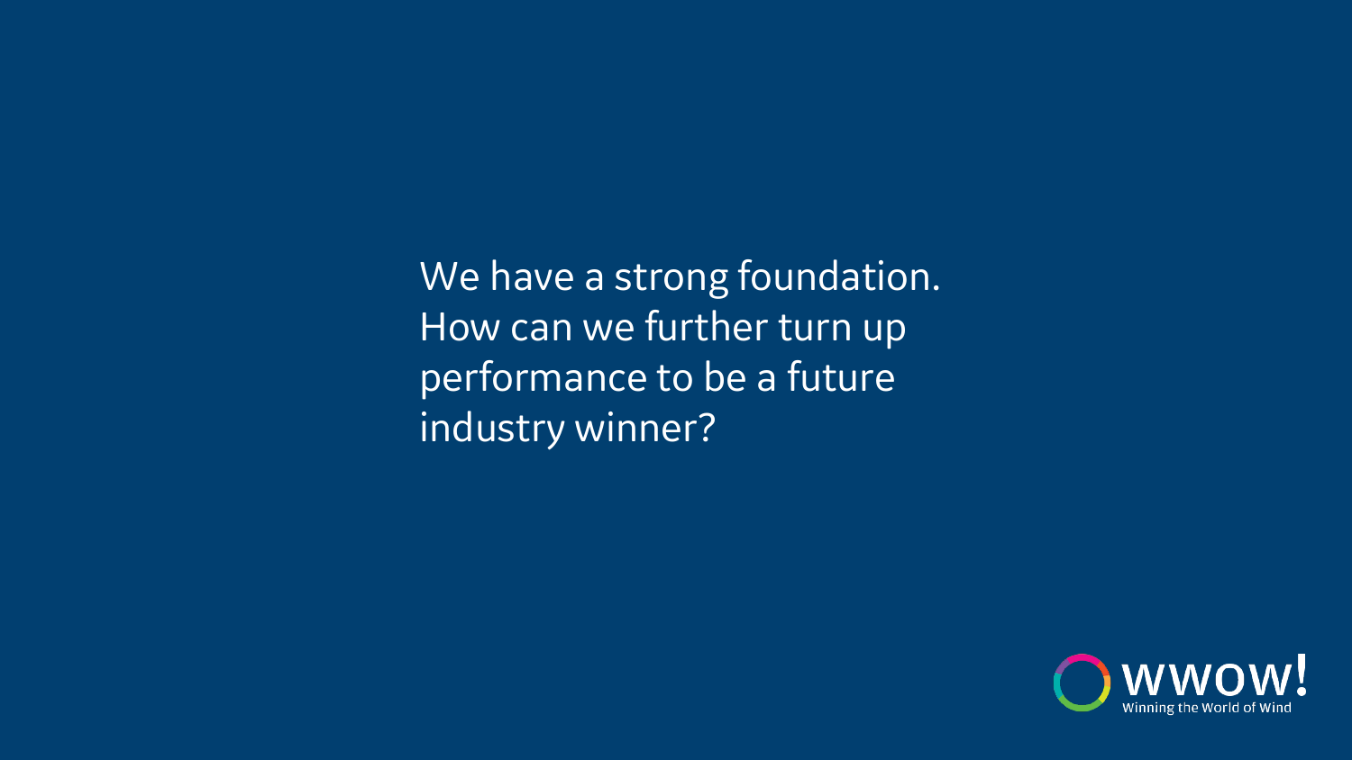We have a strong foundation. How can we further turn up performance to be a future industry winner?

WWOW!

Winning the World of Wind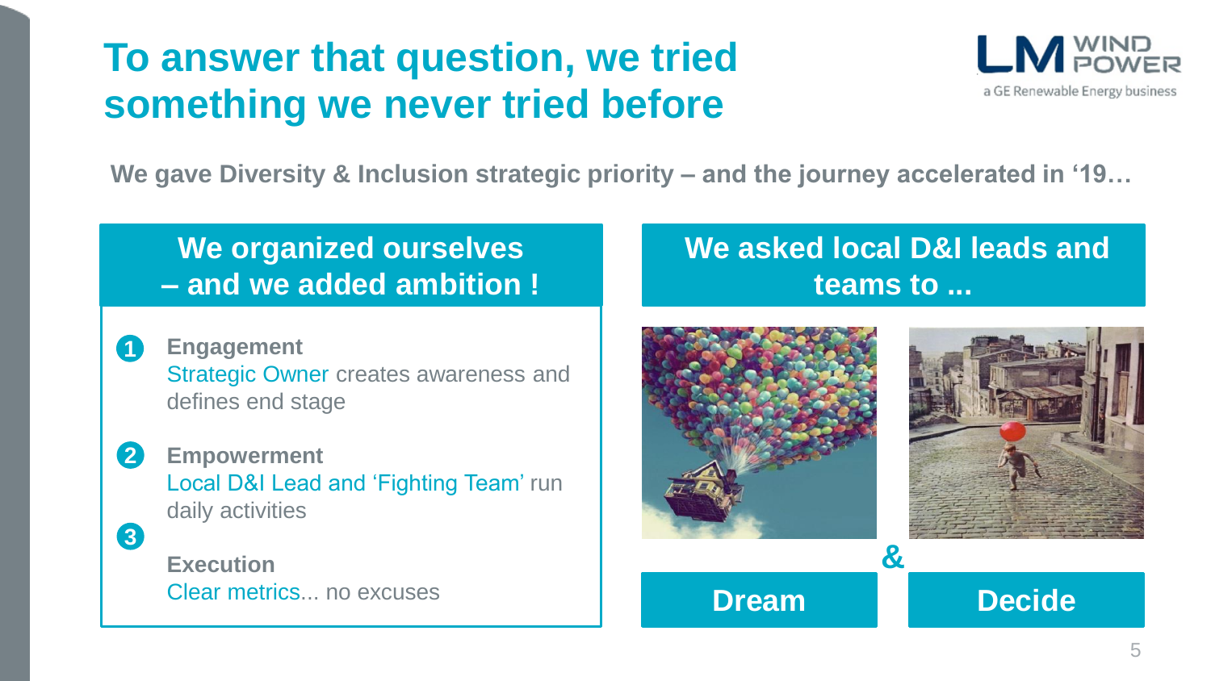# To answer that question, we tried something we never tried before

**We gave Diversity & Inclusion strategic priority – and the journey accelerated in '19…**

## We organized ourselves – and we added ambition !

1. **Engagement**
   Strategic Owner creates awareness and defines end stage
2. **Empowerment**
   Local D&I Lead and 'Fighting Team' run daily activities
3. **Execution**
   Clear metrics... no excuses

## We asked local D&I leads and teams to ...

**Dream** & **Decide**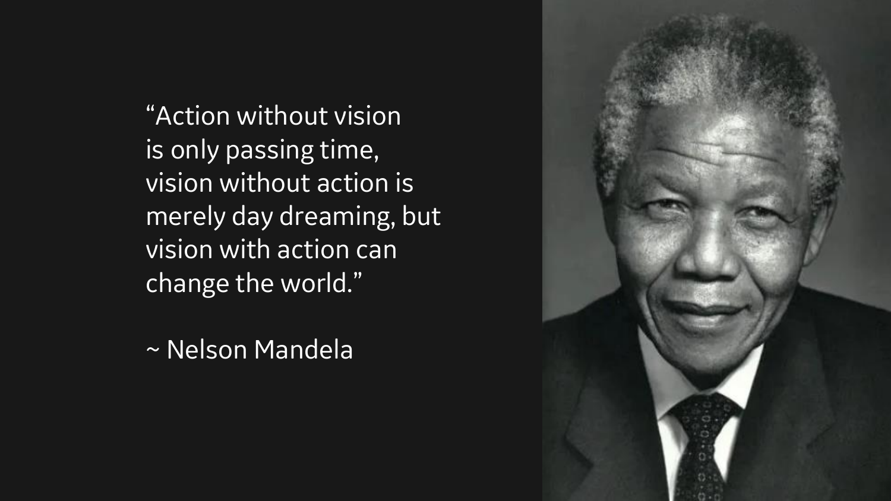"Action without vision
is only passing time,
vision without action is
merely day dreaming, but
vision with action can
change the world."

~ Nelson Mandela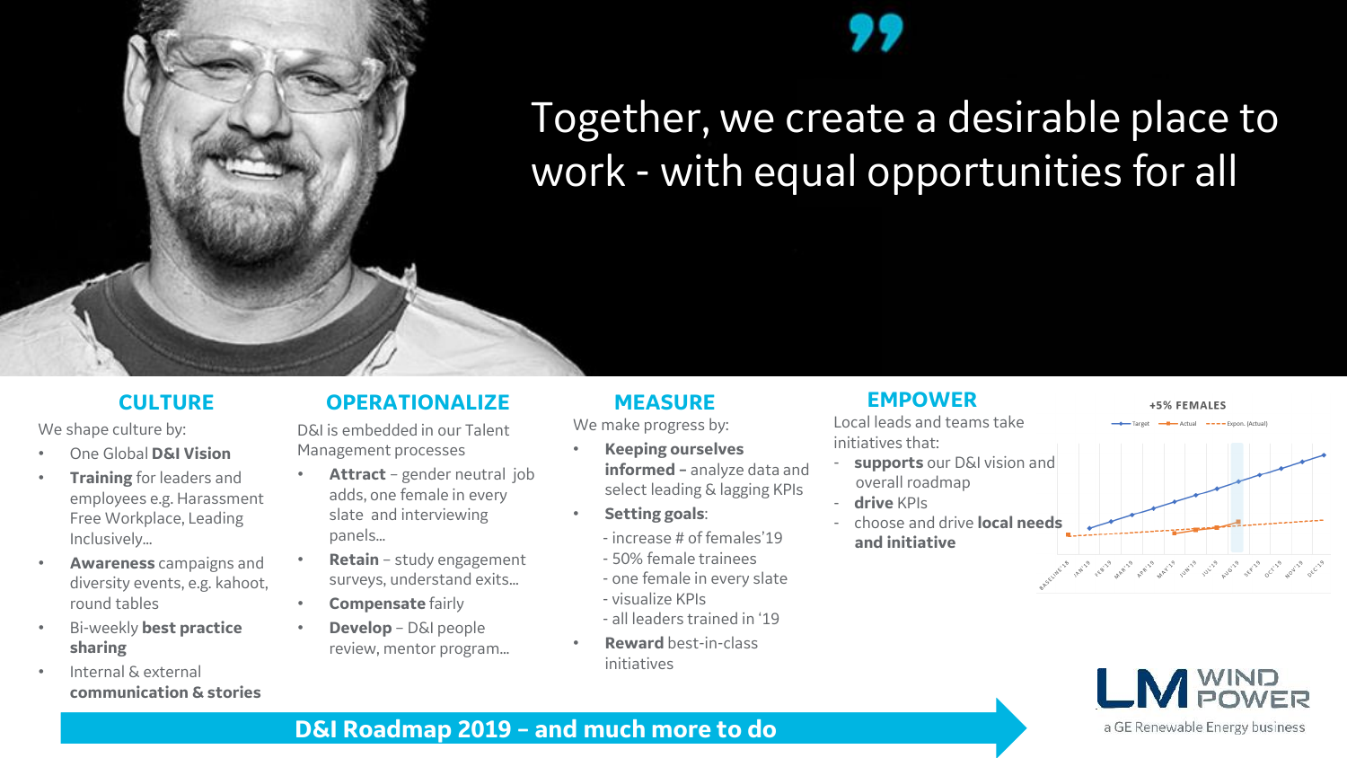# Together, we create a desirable place to work - with equal opportunities for all

## CULTURE

We shape culture by:

- One Global **D&I Vision**
- **Training** for leaders and employees e.g. Harassment Free Workplace, Leading Inclusively…
- **Awareness** campaigns and diversity events, e.g. kahoot, round tables
- Bi-weekly **best practice sharing**
- Internal & external **communication & stories**

## OPERATIONALIZE

D&I is embedded in our Talent Management processes

- **Attract** – gender neutral job adds, one female in every slate and interviewing panels…
- **Retain** – study engagement surveys, understand exits…
- **Compensate** fairly
- **Develop** – D&I people review, mentor program…

## MEASURE

We make progress by:

- **Keeping ourselves informed –** analyze data and select leading & lagging KPIs
- **Setting goals**:
  - increase # of females'19
  - 50% female trainees
  - one female in every slate
  - visualize KPIs
  - all leaders trained in '19
- **Reward** best-in-class initiatives

## EMPOWER

Local leads and teams take initiatives that:

- **supports** our D&I vision and overall roadmap
- **drive** KPIs
- choose and drive **local needs and initiative**

**+5% FEMALES**

Target — Actual — Expon. (Actual)

BASELINE'18, JAN'19, FEB'19, MAR'19, APR'19, MAY'19, JUN'19, JUL'19, AUG'19, SEP'19, OCT'19, NOV'19, DEC'19

**D&I Roadmap 2019 – and much more to do**

LM WIND POWER
a GE Renewable Energy business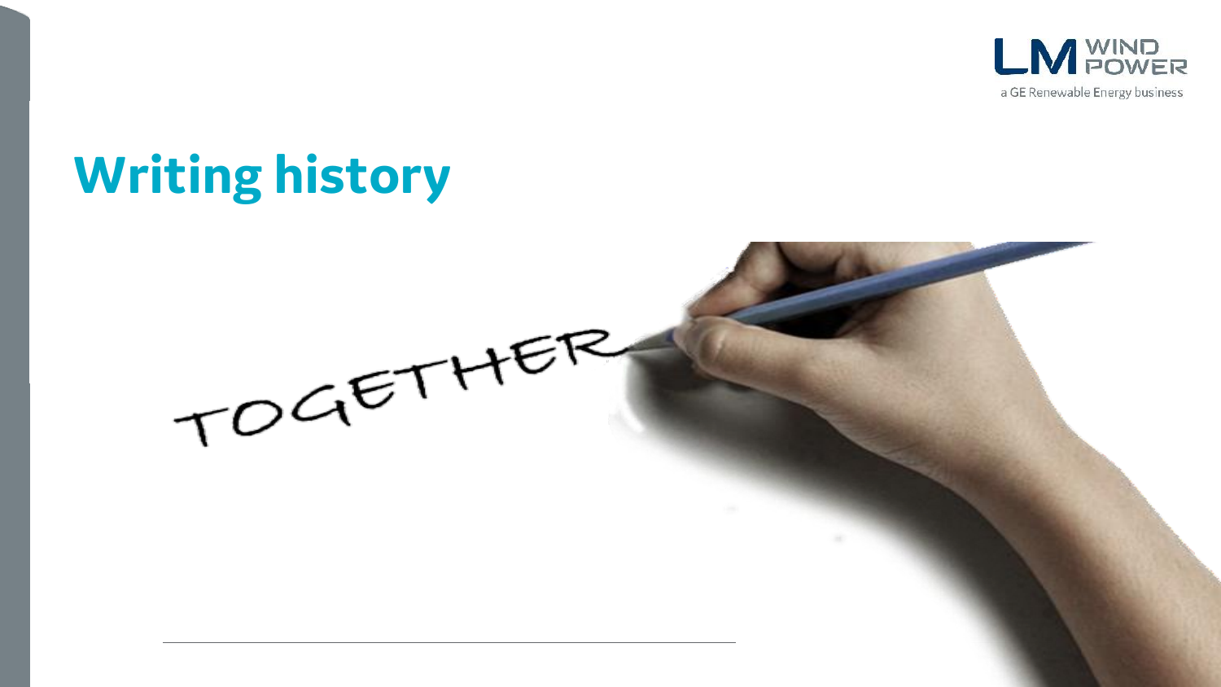# Writing history